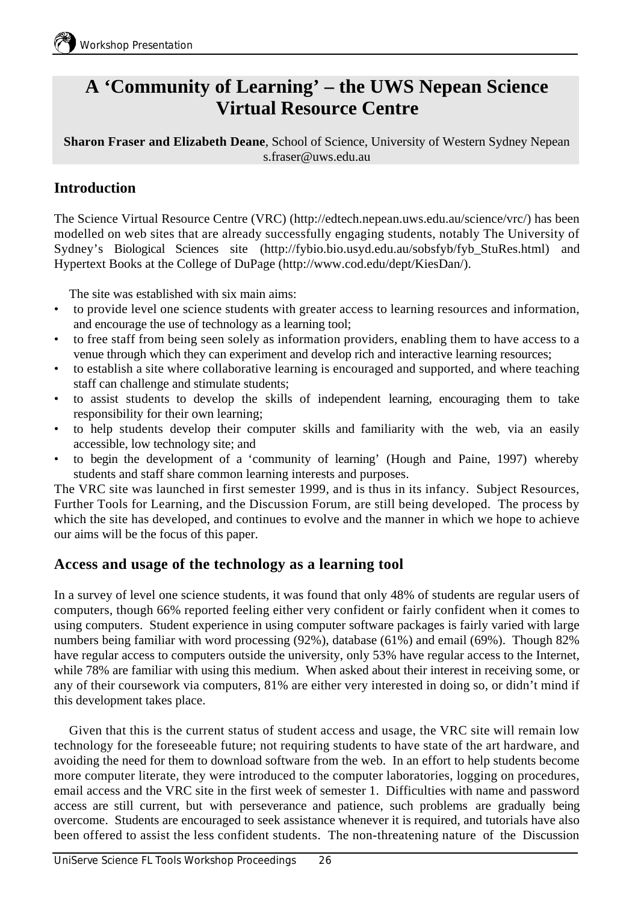# A 'Community of Learning' – the UWS Nepean Science Virtual Resource Centre

**Sharon Fraser and Elizabeth Deane**, School of Science, University of Western Sydney Nepean
s.fraser@uws.edu.au

## Introduction

The Science Virtual Resource Centre (VRC) (http://edtech.nepean.uws.edu.au/science/vrc/) has been modelled on web sites that are already successfully engaging students, notably The University of Sydney's Biological Sciences site (http://fybio.bio.usyd.edu.au/sobsfyb/fyb_StuRes.html) and Hypertext Books at the College of DuPage (http://www.cod.edu/dept/KiesDan/).

The site was established with six main aims:

- to provide level one science students with greater access to learning resources and information, and encourage the use of technology as a learning tool;
- to free staff from being seen solely as information providers, enabling them to have access to a venue through which they can experiment and develop rich and interactive learning resources;
- to establish a site where collaborative learning is encouraged and supported, and where teaching staff can challenge and stimulate students;
- to assist students to develop the skills of independent learning, encouraging them to take responsibility for their own learning;
- to help students develop their computer skills and familiarity with the web, via an easily accessible, low technology site; and
- to begin the development of a 'community of learning' (Hough and Paine, 1997) whereby students and staff share common learning interests and purposes.

The VRC site was launched in first semester 1999, and is thus in its infancy. Subject Resources, Further Tools for Learning, and the Discussion Forum, are still being developed. The process by which the site has developed, and continues to evolve and the manner in which we hope to achieve our aims will be the focus of this paper.

## Access and usage of the technology as a learning tool

In a survey of level one science students, it was found that only 48% of students are regular users of computers, though 66% reported feeling either very confident or fairly confident when it comes to using computers. Student experience in using computer software packages is fairly varied with large numbers being familiar with word processing (92%), database (61%) and email (69%). Though 82% have regular access to computers outside the university, only 53% have regular access to the Internet, while 78% are familiar with using this medium. When asked about their interest in receiving some, or any of their coursework via computers, 81% are either very interested in doing so, or didn't mind if this development takes place.

Given that this is the current status of student access and usage, the VRC site will remain low technology for the foreseeable future; not requiring students to have state of the art hardware, and avoiding the need for them to download software from the web. In an effort to help students become more computer literate, they were introduced to the computer laboratories, logging on procedures, email access and the VRC site in the first week of semester 1. Difficulties with name and password access are still current, but with perseverance and patience, such problems are gradually being overcome. Students are encouraged to seek assistance whenever it is required, and tutorials have also been offered to assist the less confident students. The non-threatening nature of the Discussion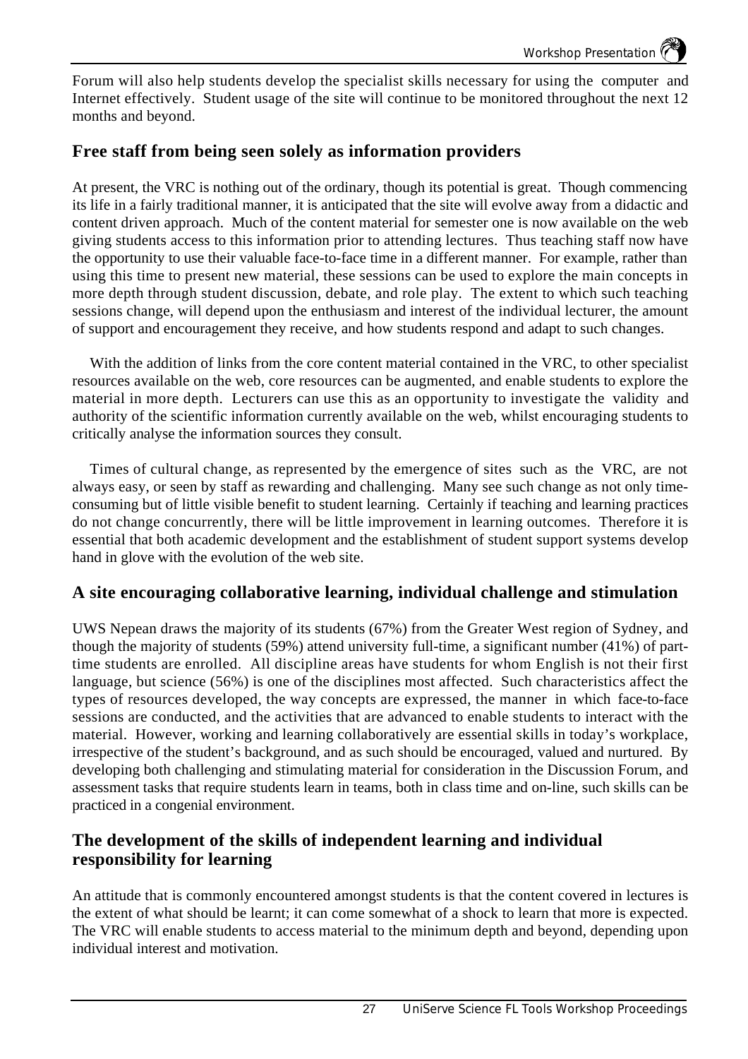Forum will also help students develop the specialist skills necessary for using the computer and Internet effectively. Student usage of the site will continue to be monitored throughout the next 12 months and beyond.

## Free staff from being seen solely as information providers

At present, the VRC is nothing out of the ordinary, though its potential is great. Though commencing its life in a fairly traditional manner, it is anticipated that the site will evolve away from a didactic and content driven approach. Much of the content material for semester one is now available on the web giving students access to this information prior to attending lectures. Thus teaching staff now have the opportunity to use their valuable face-to-face time in a different manner. For example, rather than using this time to present new material, these sessions can be used to explore the main concepts in more depth through student discussion, debate, and role play. The extent to which such teaching sessions change, will depend upon the enthusiasm and interest of the individual lecturer, the amount of support and encouragement they receive, and how students respond and adapt to such changes.

With the addition of links from the core content material contained in the VRC, to other specialist resources available on the web, core resources can be augmented, and enable students to explore the material in more depth. Lecturers can use this as an opportunity to investigate the validity and authority of the scientific information currently available on the web, whilst encouraging students to critically analyse the information sources they consult.

Times of cultural change, as represented by the emergence of sites such as the VRC, are not always easy, or seen by staff as rewarding and challenging. Many see such change as not only time-consuming but of little visible benefit to student learning. Certainly if teaching and learning practices do not change concurrently, there will be little improvement in learning outcomes. Therefore it is essential that both academic development and the establishment of student support systems develop hand in glove with the evolution of the web site.

## A site encouraging collaborative learning, individual challenge and stimulation

UWS Nepean draws the majority of its students (67%) from the Greater West region of Sydney, and though the majority of students (59%) attend university full-time, a significant number (41%) of part-time students are enrolled. All discipline areas have students for whom English is not their first language, but science (56%) is one of the disciplines most affected. Such characteristics affect the types of resources developed, the way concepts are expressed, the manner in which face-to-face sessions are conducted, and the activities that are advanced to enable students to interact with the material. However, working and learning collaboratively are essential skills in today's workplace, irrespective of the student's background, and as such should be encouraged, valued and nurtured. By developing both challenging and stimulating material for consideration in the Discussion Forum, and assessment tasks that require students learn in teams, both in class time and on-line, such skills can be practiced in a congenial environment.

## The development of the skills of independent learning and individual responsibility for learning

An attitude that is commonly encountered amongst students is that the content covered in lectures is the extent of what should be learnt; it can come somewhat of a shock to learn that more is expected. The VRC will enable students to access material to the minimum depth and beyond, depending upon individual interest and motivation.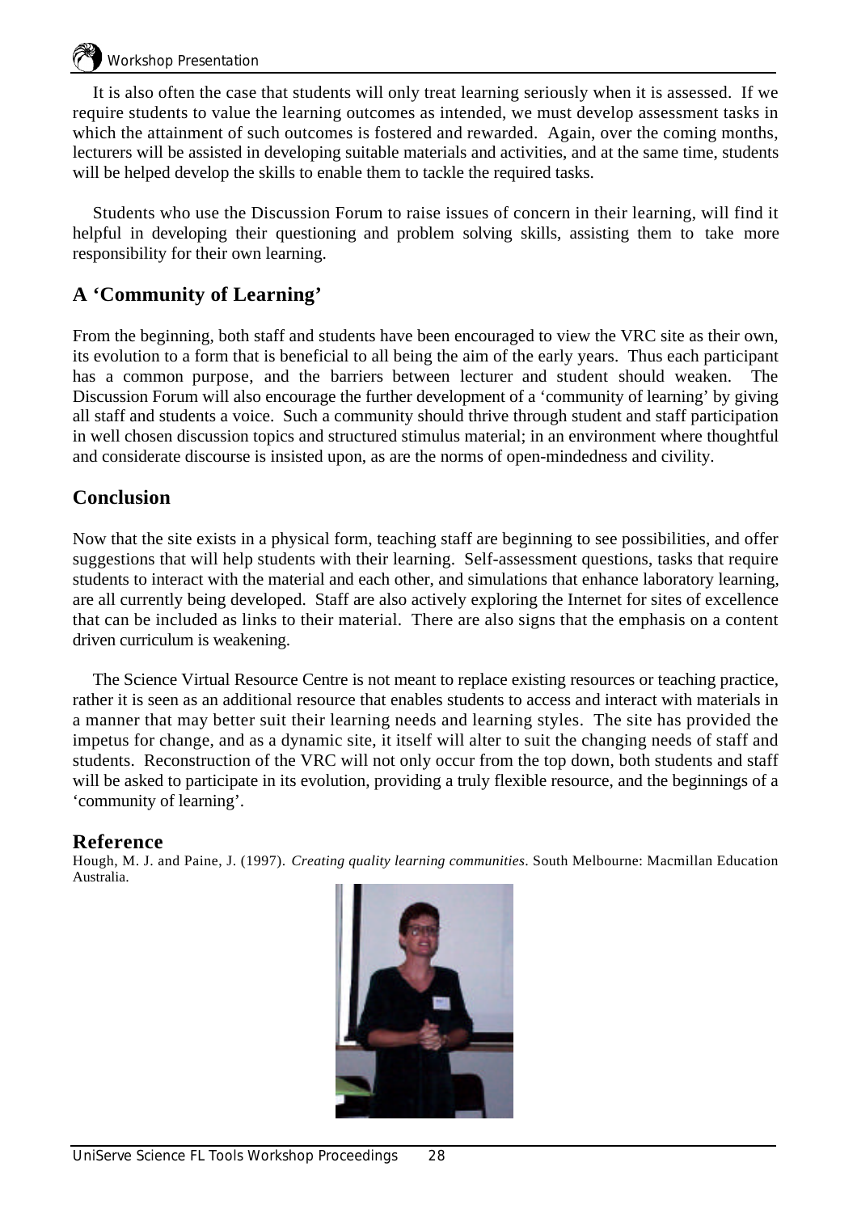It is also often the case that students will only treat learning seriously when it is assessed. If we require students to value the learning outcomes as intended, we must develop assessment tasks in which the attainment of such outcomes is fostered and rewarded. Again, over the coming months, lecturers will be assisted in developing suitable materials and activities, and at the same time, students will be helped develop the skills to enable them to tackle the required tasks.

Students who use the Discussion Forum to raise issues of concern in their learning, will find it helpful in developing their questioning and problem solving skills, assisting them to take more responsibility for their own learning.

## A 'Community of Learning'

From the beginning, both staff and students have been encouraged to view the VRC site as their own, its evolution to a form that is beneficial to all being the aim of the early years. Thus each participant has a common purpose, and the barriers between lecturer and student should weaken. The Discussion Forum will also encourage the further development of a 'community of learning' by giving all staff and students a voice. Such a community should thrive through student and staff participation in well chosen discussion topics and structured stimulus material; in an environment where thoughtful and considerate discourse is insisted upon, as are the norms of open-mindedness and civility.

## Conclusion

Now that the site exists in a physical form, teaching staff are beginning to see possibilities, and offer suggestions that will help students with their learning. Self-assessment questions, tasks that require students to interact with the material and each other, and simulations that enhance laboratory learning, are all currently being developed. Staff are also actively exploring the Internet for sites of excellence that can be included as links to their material. There are also signs that the emphasis on a content driven curriculum is weakening.

The Science Virtual Resource Centre is not meant to replace existing resources or teaching practice, rather it is seen as an additional resource that enables students to access and interact with materials in a manner that may better suit their learning needs and learning styles. The site has provided the impetus for change, and as a dynamic site, it itself will alter to suit the changing needs of staff and students. Reconstruction of the VRC will not only occur from the top down, both students and staff will be asked to participate in its evolution, providing a truly flexible resource, and the beginnings of a 'community of learning'.

## Reference

Hough, M. J. and Paine, J. (1997). *Creating quality learning communities*. South Melbourne: Macmillan Education Australia.